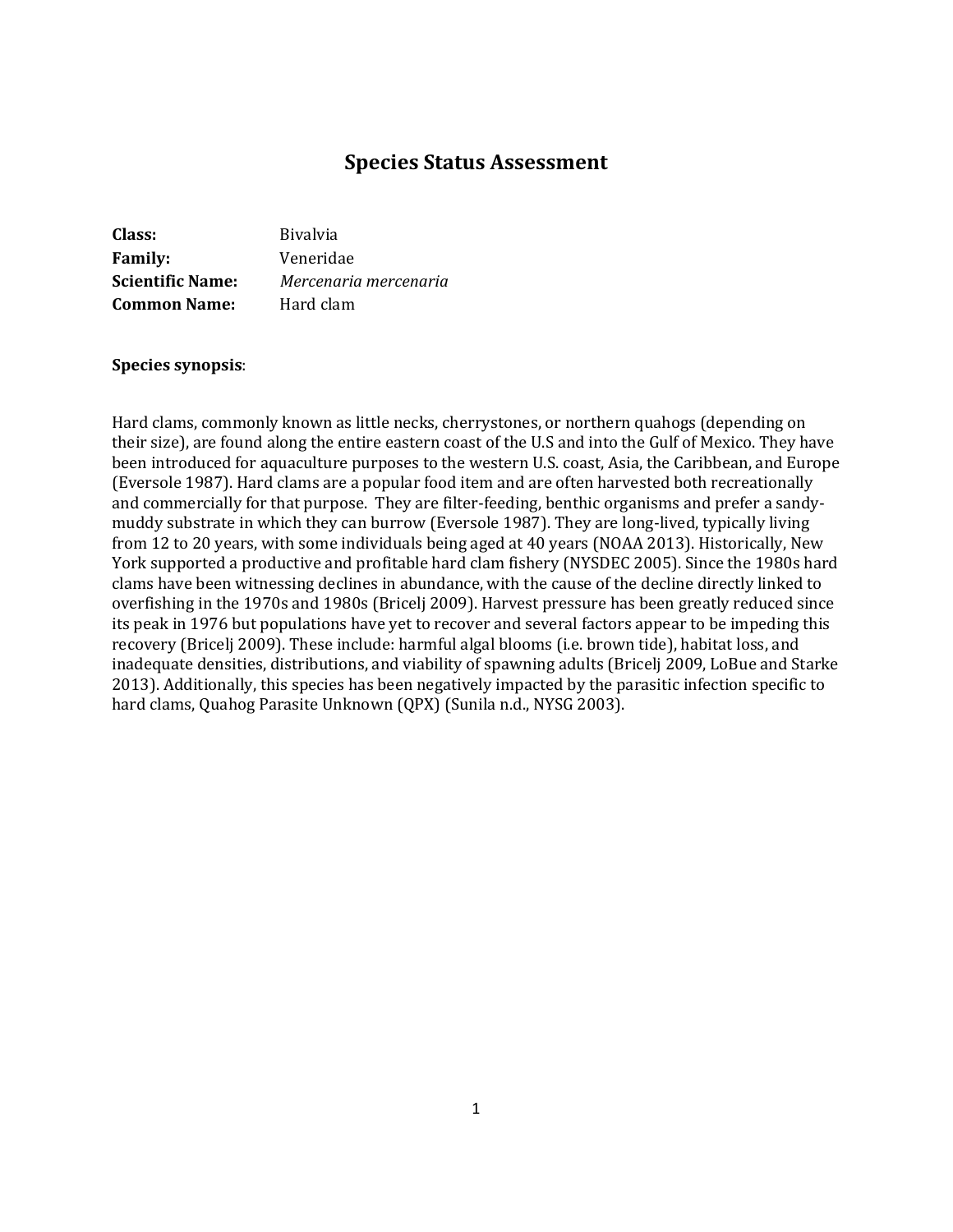# Species Status Assessment

**Class:** Bivalvia
**Family:** Veneridae
**Scientific Name:** *Mercenaria mercenaria*
**Common Name:** Hard clam

**Species synopsis**:

Hard clams, commonly known as little necks, cherrystones, or northern quahogs (depending on their size), are found along the entire eastern coast of the U.S and into the Gulf of Mexico. They have been introduced for aquaculture purposes to the western U.S. coast, Asia, the Caribbean, and Europe (Eversole 1987). Hard clams are a popular food item and are often harvested both recreationally and commercially for that purpose. They are filter-feeding, benthic organisms and prefer a sandy-muddy substrate in which they can burrow (Eversole 1987). They are long-lived, typically living from 12 to 20 years, with some individuals being aged at 40 years (NOAA 2013). Historically, New York supported a productive and profitable hard clam fishery (NYSDEC 2005). Since the 1980s hard clams have been witnessing declines in abundance, with the cause of the decline directly linked to overfishing in the 1970s and 1980s (Bricelj 2009). Harvest pressure has been greatly reduced since its peak in 1976 but populations have yet to recover and several factors appear to be impeding this recovery (Bricelj 2009). These include: harmful algal blooms (i.e. brown tide), habitat loss, and inadequate densities, distributions, and viability of spawning adults (Bricelj 2009, LoBue and Starke 2013). Additionally, this species has been negatively impacted by the parasitic infection specific to hard clams, Quahog Parasite Unknown (QPX) (Sunila n.d., NYSG 2003).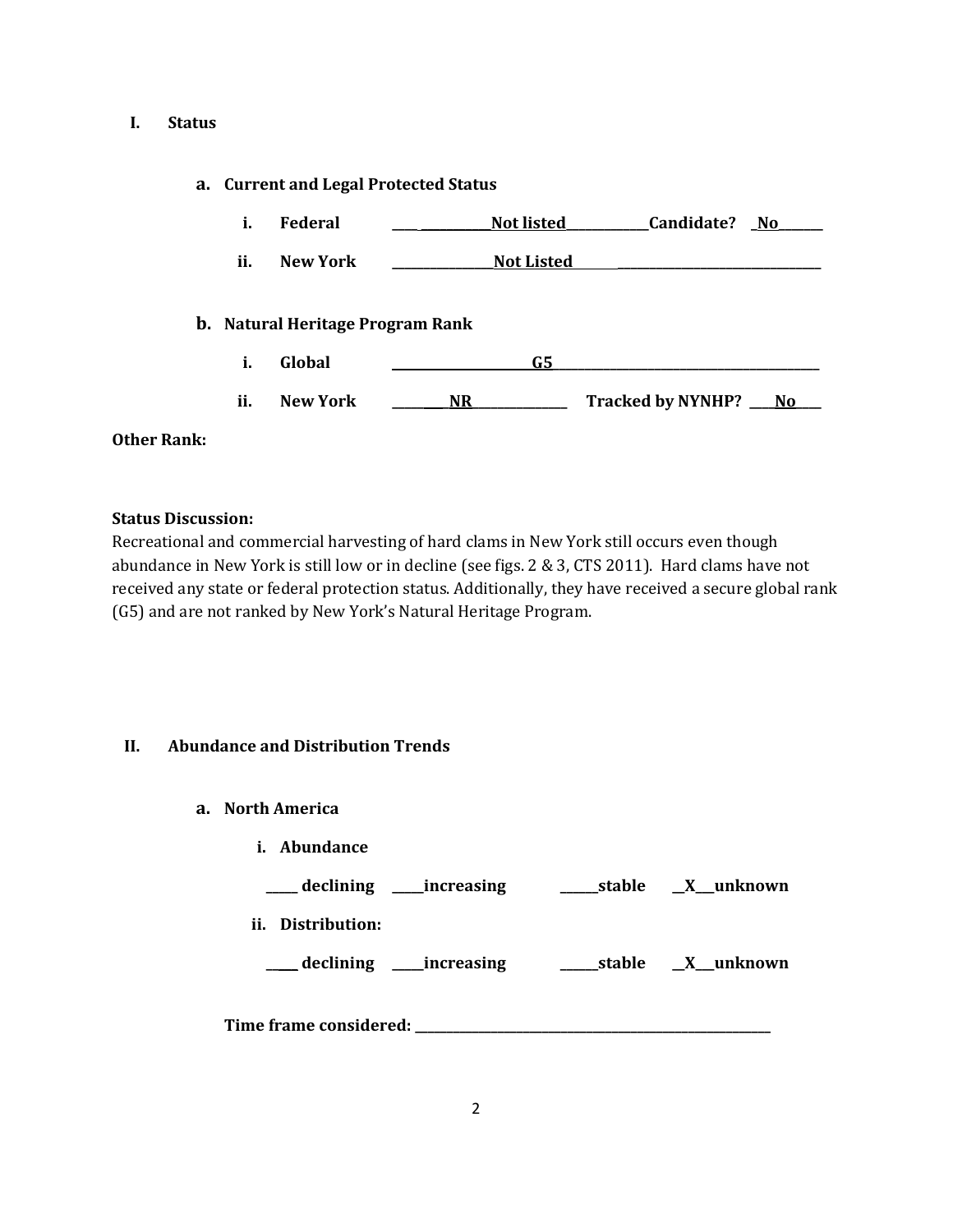## I. Status

### a. Current and Legal Protected Status

i. **Federal** ____ ___________**Not listed**_____________**Candidate?** _**No**_______

ii. **New York** ________________**Not Listed**________ ________________________________

### b. Natural Heritage Program Rank

i. **Global** ______________________**G5**__________________________________________

ii. **New York** ________**NR**_______________ **Tracked by NYNHP?** ____**No**____

**Other Rank:**

**Status Discussion:**

Recreational and commercial harvesting of hard clams in New York still occurs even though abundance in New York is still low or in decline (see figs. 2 & 3, CTS 2011). Hard clams have not received any state or federal protection status. Additionally, they have received a secure global rank (G5) and are not ranked by New York's Natural Heritage Program.

## II. Abundance and Distribution Trends

### a. North America

i. **Abundance**

_____ **declining** _____**increasing** ______**stable** __**X**___**unknown**

ii. **Distribution:**

_____ **declining** _____**increasing** ______**stable** __**X**___**unknown**

**Time frame considered:** ___________________________________________________________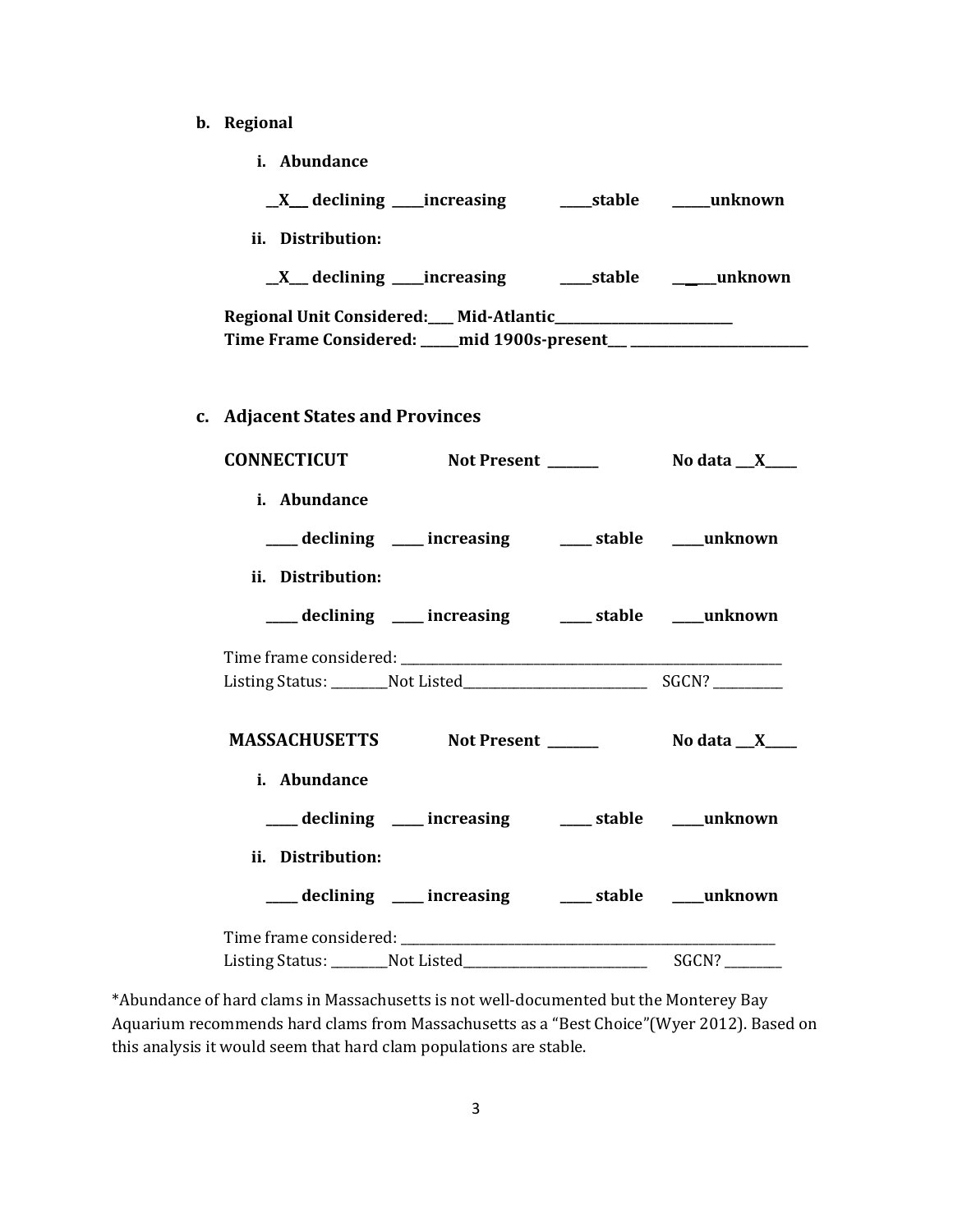**b. Regional**

**i. Abundance**

**\_\_X\_\_ declining \_\_\_\_increasing \_\_\_\_stable \_\_\_\_\_unknown**

**ii. Distribution:**

**\_\_X\_\_ declining \_\_\_\_increasing \_\_\_\_stable \_\_\_\_\_unknown**

**Regional Unit Considered:\_\_\_ Mid-Atlantic\_\_\_\_\_\_\_\_\_\_\_\_\_\_\_\_\_\_\_\_\_\_\_\_**
**Time Frame Considered: \_\_\_\_\_mid 1900s-present\_\_\_ \_\_\_\_\_\_\_\_\_\_\_\_\_\_\_\_\_\_\_\_\_\_\_\_**

**c. Adjacent States and Provinces**

**CONNECTICUT** **Not Present \_\_\_\_\_\_\_** **No data \_\_\_X\_\_\_\_**

**i. Abundance**

**\_\_\_\_ declining \_\_\_\_ increasing \_\_\_\_ stable \_\_\_\_unknown**

**ii. Distribution:**

**\_\_\_\_ declining \_\_\_\_ increasing \_\_\_\_ stable \_\_\_\_unknown**

Time frame considered: \_\_\_\_\_\_\_\_\_\_\_\_\_\_\_\_\_\_\_\_\_\_\_\_\_\_\_\_\_\_\_\_\_\_\_\_\_\_\_\_\_\_\_\_\_\_\_\_
Listing Status: \_\_\_\_\_\_\_\_Not Listed\_\_\_\_\_\_\_\_\_\_\_\_\_\_\_\_\_\_\_\_\_\_\_\_ SGCN? \_\_\_\_\_\_\_\_\_\_

**MASSACHUSETTS** **Not Present \_\_\_\_\_\_\_** **No data \_\_\_X\_\_\_\_**

**i. Abundance**

**\_\_\_\_ declining \_\_\_\_ increasing \_\_\_\_ stable \_\_\_\_unknown**

**ii. Distribution:**

**\_\_\_\_ declining \_\_\_\_ increasing \_\_\_\_ stable \_\_\_\_unknown**

Time frame considered: \_\_\_\_\_\_\_\_\_\_\_\_\_\_\_\_\_\_\_\_\_\_\_\_\_\_\_\_\_\_\_\_\_\_\_\_\_\_\_\_\_\_\_\_\_\_\_\_
Listing Status: \_\_\_\_\_\_\_\_Not Listed\_\_\_\_\_\_\_\_\_\_\_\_\_\_\_\_\_\_\_\_\_\_\_\_ SGCN? \_\_\_\_\_\_\_\_

*Abundance of hard clams in Massachusetts is not well-documented but the Monterey Bay Aquarium recommends hard clams from Massachusetts as a "Best Choice"(Wyer 2012). Based on this analysis it would seem that hard clam populations are stable.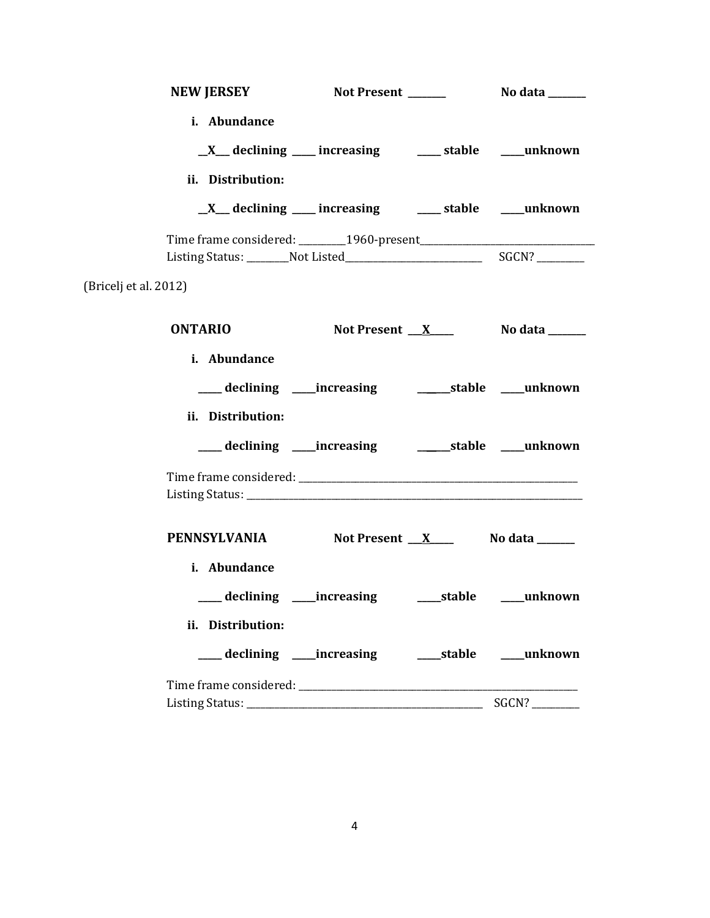**NEW JERSEY** Not Present _______ No data _______

**i. Abundance**

**__X__ declining ____ increasing ____ stable ____unknown**

**ii. Distribution:**

**__X__ declining ____ increasing ____ stable ____unknown**

Time frame considered: _________1960-present_________________________________
Listing Status: ________Not Listed__________________________ SGCN? _________

(Bricelj et al. 2012)

**ONTARIO** Not Present __X____ No data _______

**i. Abundance**

**____ declining ____increasing _____stable ____unknown**

**ii. Distribution:**

**____ declining ____increasing _____stable ____unknown**

Time frame considered: _______________________________________________________
Listing Status: ______________________________________________________________

**PENNSYLVANIA** Not Present __X____ No data _______

**i. Abundance**

**____ declining ____increasing ____stable ____unknown**

**ii. Distribution:**

**____ declining ____increasing ____stable ____unknown**

Time frame considered: _______________________________________________________
Listing Status: _____________________________________________ SGCN? _________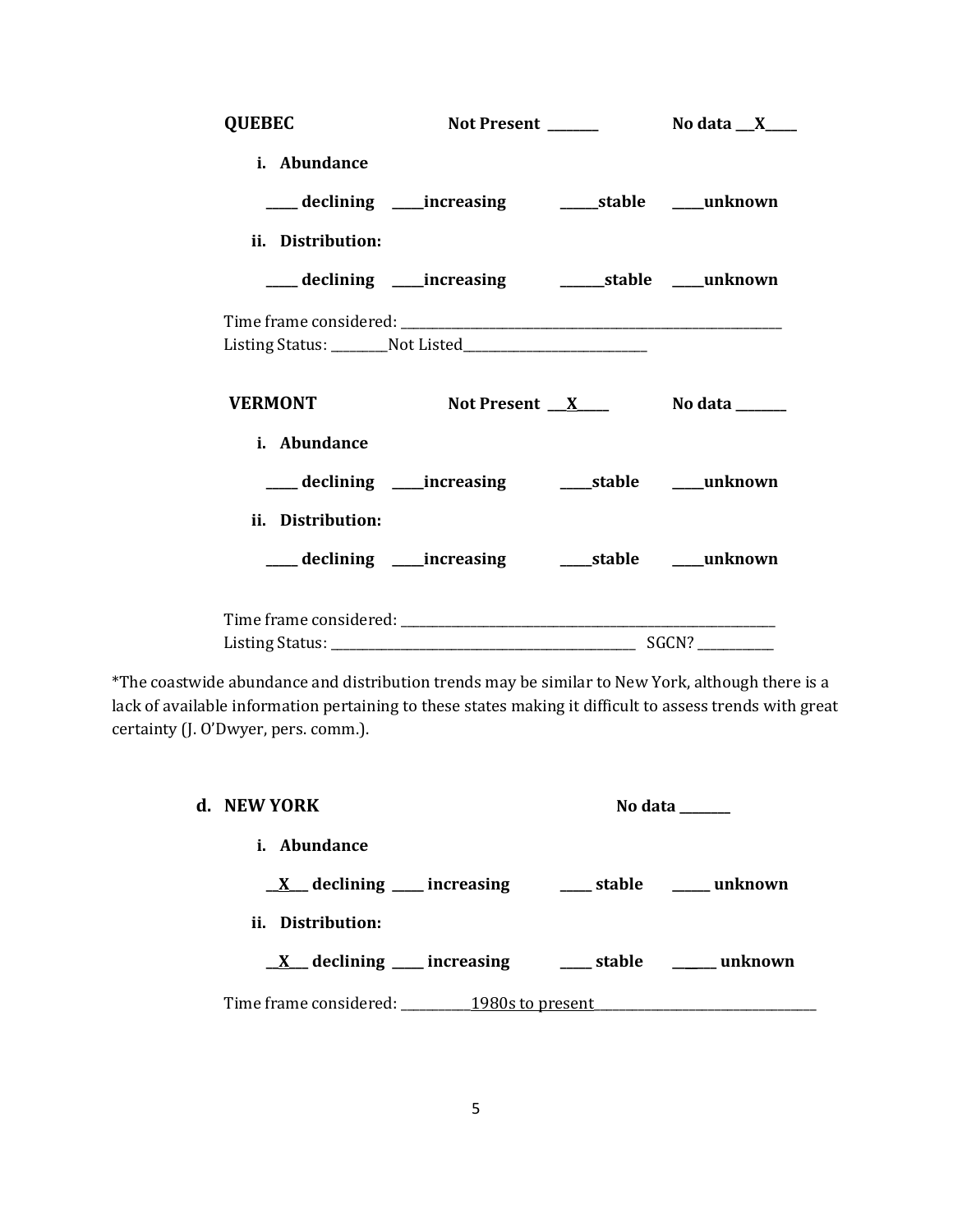**QUEBEC** **Not Present ________** **No data ___X_____**

**i. Abundance**

**_____ declining _____increasing ______stable _____unknown**

**ii. Distribution:**

**_____ declining _____increasing _______stable _____unknown**

Time frame considered: ___________________________________________________________

Listing Status: _________Not Listed____________________________

**VERMONT** **Not Present ___X_____** **No data ________**

**i. Abundance**

**_____ declining _____increasing _____stable _____unknown**

**ii. Distribution:**

**_____ declining _____increasing _____stable _____unknown**

Time frame considered: ___________________________________________________________

Listing Status: ________________________________________________ SGCN? ____________

*The coastwide abundance and distribution trends may be similar to New York, although there is a lack of available information pertaining to these states making it difficult to assess trends with great certainty (J. O'Dwyer, pers. comm.).

**d. NEW YORK** **No data ________**

**i. Abundance**

**__X___ declining _____ increasing _____ stable ______ unknown**

**ii. Distribution:**

**__X___ declining _____ increasing _____ stable _______ unknown**

Time frame considered: ___________1980s to present__________________________________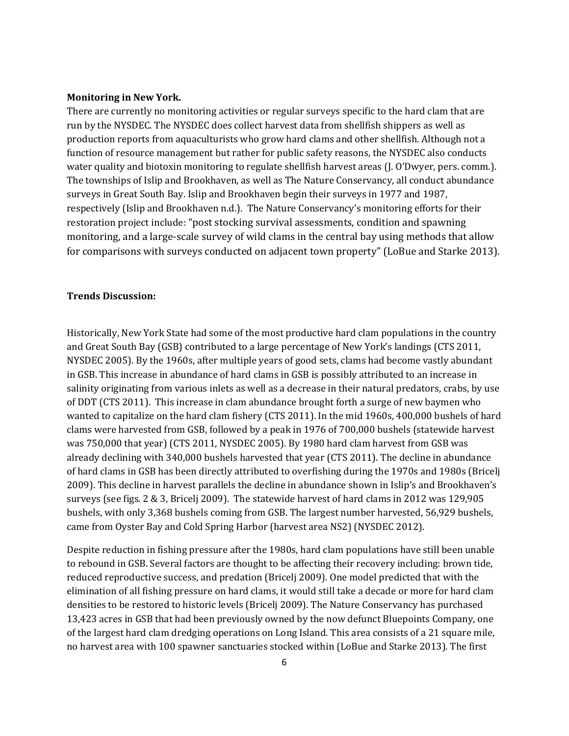**Monitoring in New York.**
There are currently no monitoring activities or regular surveys specific to the hard clam that are run by the NYSDEC. The NYSDEC does collect harvest data from shellfish shippers as well as production reports from aquaculturists who grow hard clams and other shellfish. Although not a function of resource management but rather for public safety reasons, the NYSDEC also conducts water quality and biotoxin monitoring to regulate shellfish harvest areas (J. O'Dwyer, pers. comm.). The townships of Islip and Brookhaven, as well as The Nature Conservancy, all conduct abundance surveys in Great South Bay. Islip and Brookhaven begin their surveys in 1977 and 1987, respectively (Islip and Brookhaven n.d.). The Nature Conservancy's monitoring efforts for their restoration project include: "post stocking survival assessments, condition and spawning monitoring, and a large-scale survey of wild clams in the central bay using methods that allow for comparisons with surveys conducted on adjacent town property" (LoBue and Starke 2013).

**Trends Discussion:**

Historically, New York State had some of the most productive hard clam populations in the country and Great South Bay (GSB) contributed to a large percentage of New York's landings (CTS 2011, NYSDEC 2005). By the 1960s, after multiple years of good sets, clams had become vastly abundant in GSB. This increase in abundance of hard clams in GSB is possibly attributed to an increase in salinity originating from various inlets as well as a decrease in their natural predators, crabs, by use of DDT (CTS 2011). This increase in clam abundance brought forth a surge of new baymen who wanted to capitalize on the hard clam fishery (CTS 2011). In the mid 1960s, 400,000 bushels of hard clams were harvested from GSB, followed by a peak in 1976 of 700,000 bushels (statewide harvest was 750,000 that year) (CTS 2011, NYSDEC 2005). By 1980 hard clam harvest from GSB was already declining with 340,000 bushels harvested that year (CTS 2011). The decline in abundance of hard clams in GSB has been directly attributed to overfishing during the 1970s and 1980s (Bricelj 2009). This decline in harvest parallels the decline in abundance shown in Islip's and Brookhaven's surveys (see figs. 2 & 3, Bricelj 2009). The statewide harvest of hard clams in 2012 was 129,905 bushels, with only 3,368 bushels coming from GSB. The largest number harvested, 56,929 bushels, came from Oyster Bay and Cold Spring Harbor (harvest area NS2) (NYSDEC 2012).

Despite reduction in fishing pressure after the 1980s, hard clam populations have still been unable to rebound in GSB. Several factors are thought to be affecting their recovery including: brown tide, reduced reproductive success, and predation (Bricelj 2009). One model predicted that with the elimination of all fishing pressure on hard clams, it would still take a decade or more for hard clam densities to be restored to historic levels (Bricelj 2009). The Nature Conservancy has purchased 13,423 acres in GSB that had been previously owned by the now defunct Bluepoints Company, one of the largest hard clam dredging operations on Long Island. This area consists of a 21 square mile, no harvest area with 100 spawner sanctuaries stocked within (LoBue and Starke 2013). The first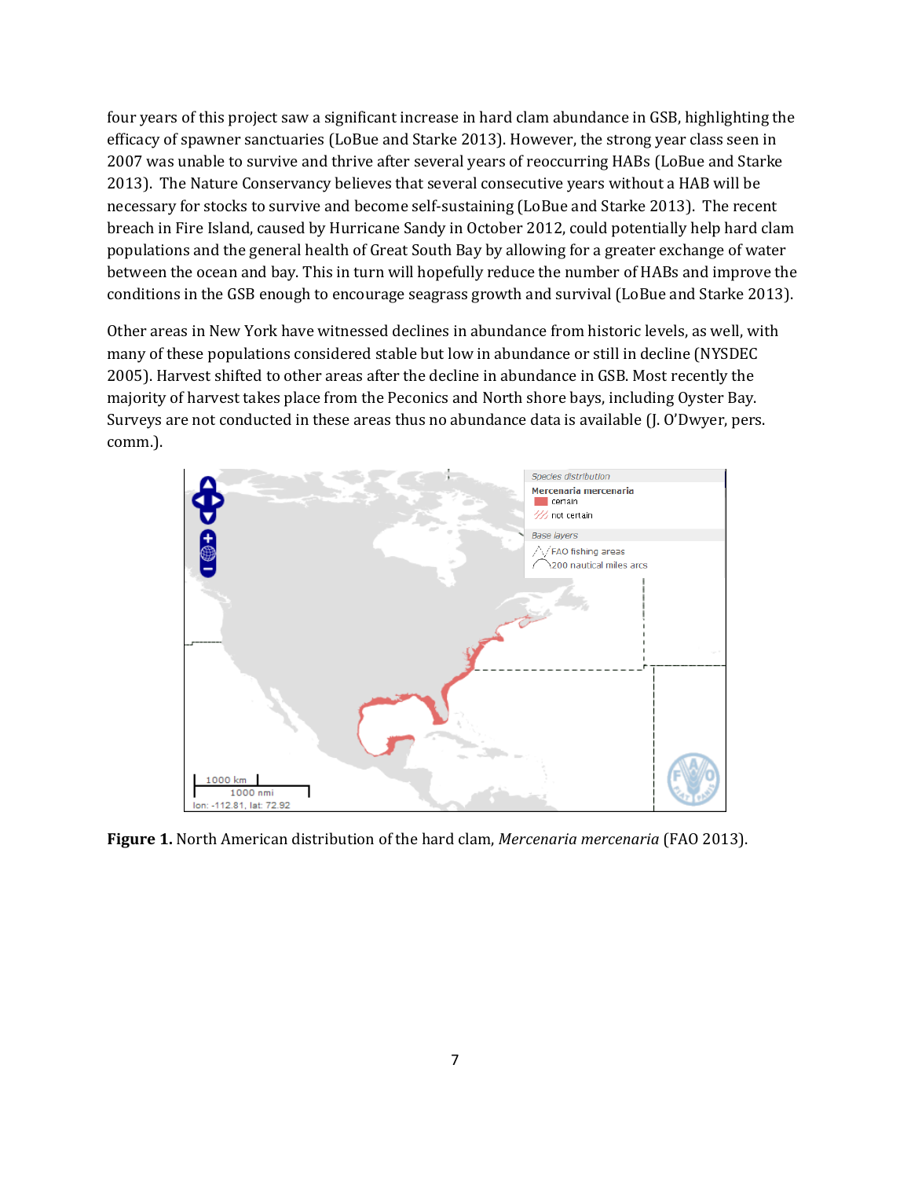four years of this project saw a significant increase in hard clam abundance in GSB, highlighting the efficacy of spawner sanctuaries (LoBue and Starke 2013). However, the strong year class seen in 2007 was unable to survive and thrive after several years of reoccurring HABs (LoBue and Starke 2013). The Nature Conservancy believes that several consecutive years without a HAB will be necessary for stocks to survive and become self-sustaining (LoBue and Starke 2013). The recent breach in Fire Island, caused by Hurricane Sandy in October 2012, could potentially help hard clam populations and the general health of Great South Bay by allowing for a greater exchange of water between the ocean and bay. This in turn will hopefully reduce the number of HABs and improve the conditions in the GSB enough to encourage seagrass growth and survival (LoBue and Starke 2013).

Other areas in New York have witnessed declines in abundance from historic levels, as well, with many of these populations considered stable but low in abundance or still in decline (NYSDEC 2005). Harvest shifted to other areas after the decline in abundance in GSB. Most recently the majority of harvest takes place from the Peconics and North shore bays, including Oyster Bay. Surveys are not conducted in these areas thus no abundance data is available (J. O'Dwyer, pers. comm.).

**Figure 1.** North American distribution of the hard clam, *Mercenaria mercenaria* (FAO 2013).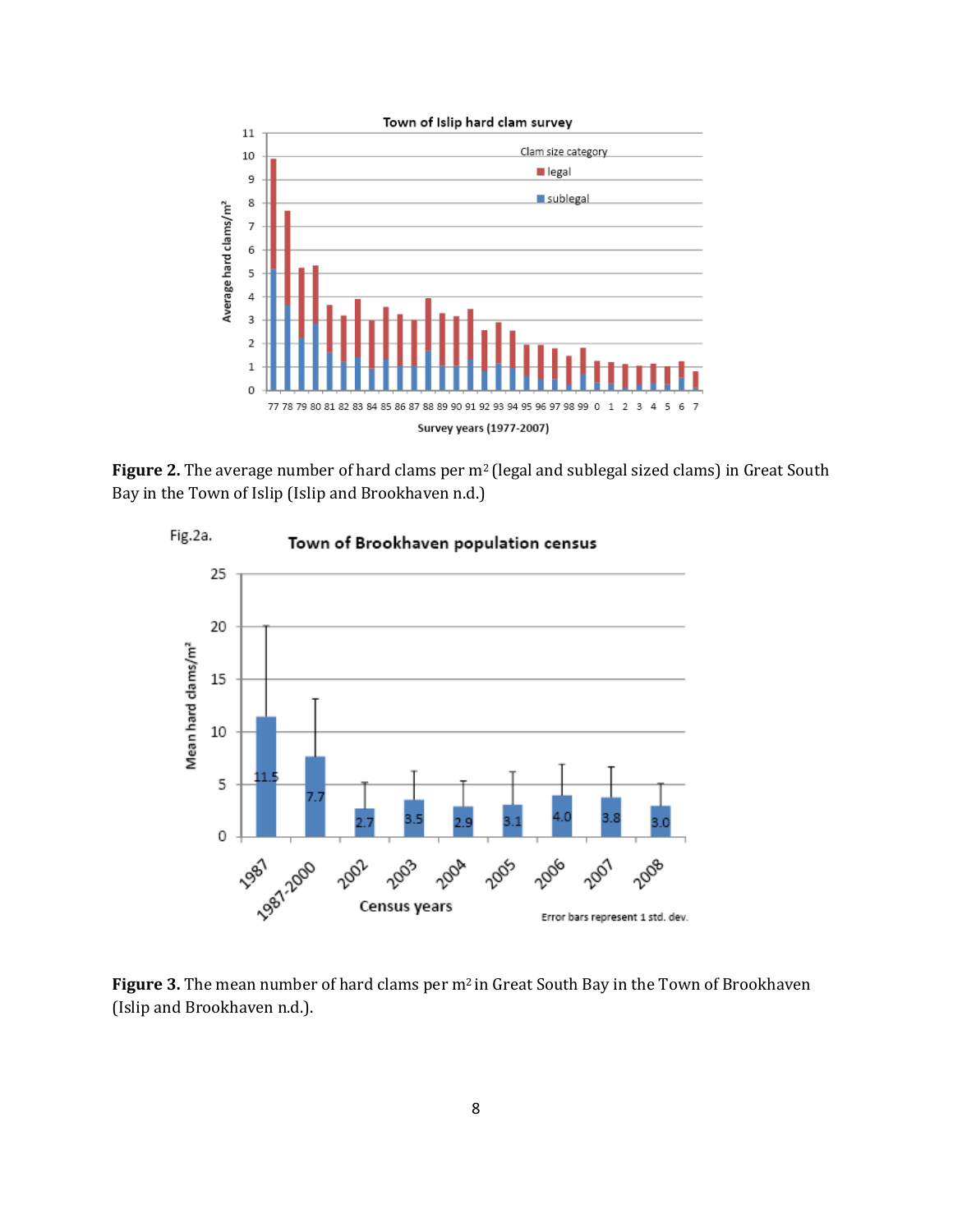**Figure 2.** The average number of hard clams per m[2] (legal and sublegal sized clams) in Great South Bay in the Town of Islip (Islip and Brookhaven n.d.)

**Figure 3.** The mean number of hard clams per m[2] in Great South Bay in the Town of Brookhaven (Islip and Brookhaven n.d.).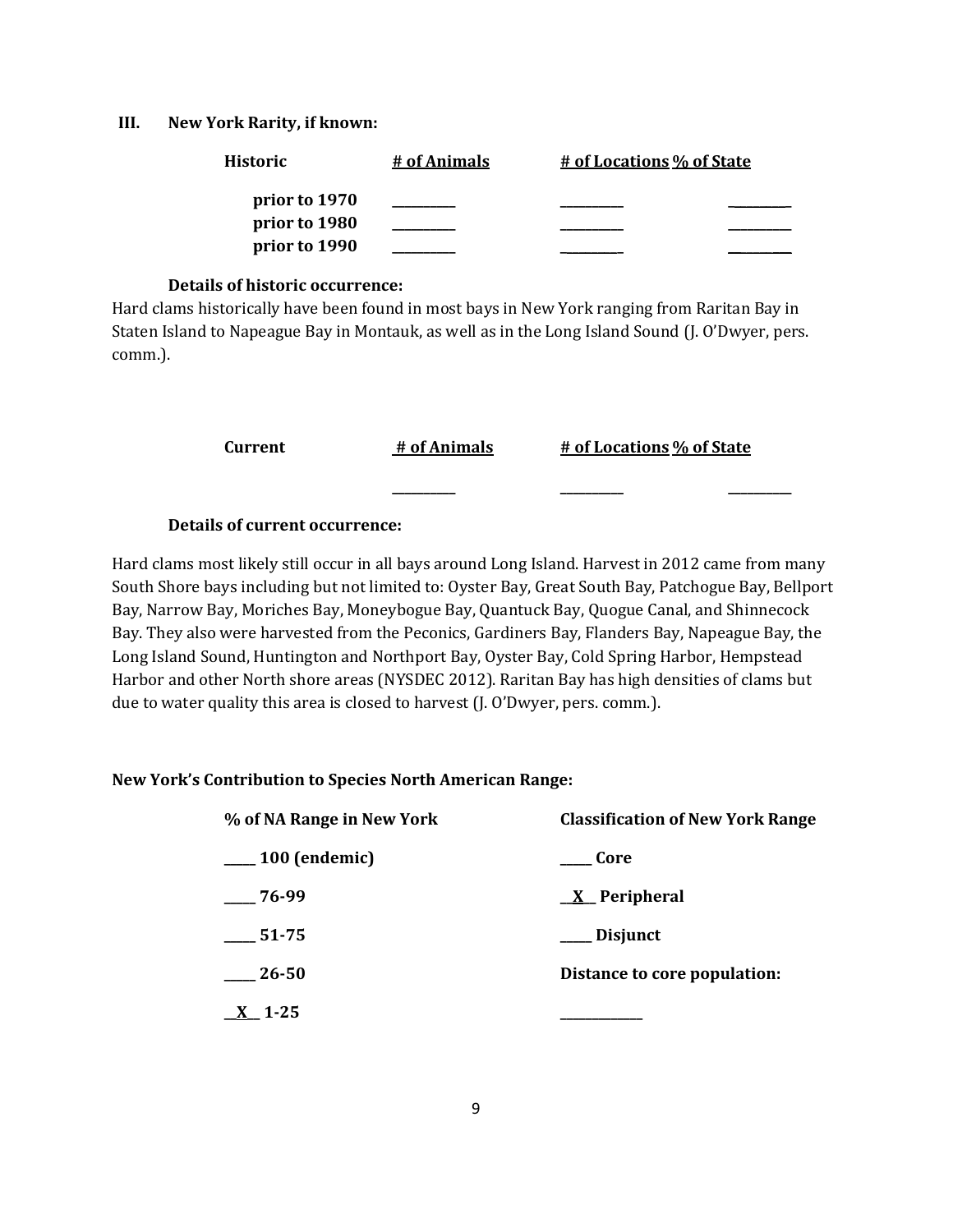### III. New York Rarity, if known:

| Historic | # of Animals | # of Locations | % of State |
|---|---|---|---|
| prior to 1970 | _________ | _________ | _________ |
| prior to 1980 | _________ | _________ | _________ |
| prior to 1990 | _________ | _________ | _________ |

**Details of historic occurrence:**

Hard clams historically have been found in most bays in New York ranging from Raritan Bay in Staten Island to Napeague Bay in Montauk, as well as in the Long Island Sound (J. O'Dwyer, pers. comm.).

| Current | # of Animals | # of Locations | % of State |
|---|---|---|---|
| | _________ | _________ | _________ |

**Details of current occurrence:**

Hard clams most likely still occur in all bays around Long Island. Harvest in 2012 came from many South Shore bays including but not limited to: Oyster Bay, Great South Bay, Patchogue Bay, Bellport Bay, Narrow Bay, Moriches Bay, Moneybogue Bay, Quantuck Bay, Quogue Canal, and Shinnecock Bay. They also were harvested from the Peconics, Gardiners Bay, Flanders Bay, Napeague Bay, the Long Island Sound, Huntington and Northport Bay, Oyster Bay, Cold Spring Harbor, Hempstead Harbor and other North shore areas (NYSDEC 2012). Raritan Bay has high densities of clams but due to water quality this area is closed to harvest (J. O'Dwyer, pers. comm.).

**New York's Contribution to Species North American Range:**

| % of NA Range in New York | Classification of New York Range |
|---|---|
| _____ 100 (endemic) | _____ Core |
| _____ 76-99 | __X__ Peripheral |
| _____ 51-75 | _____ Disjunct |
| _____ 26-50 | Distance to core population: |
| __X__ 1-25 | _____________ |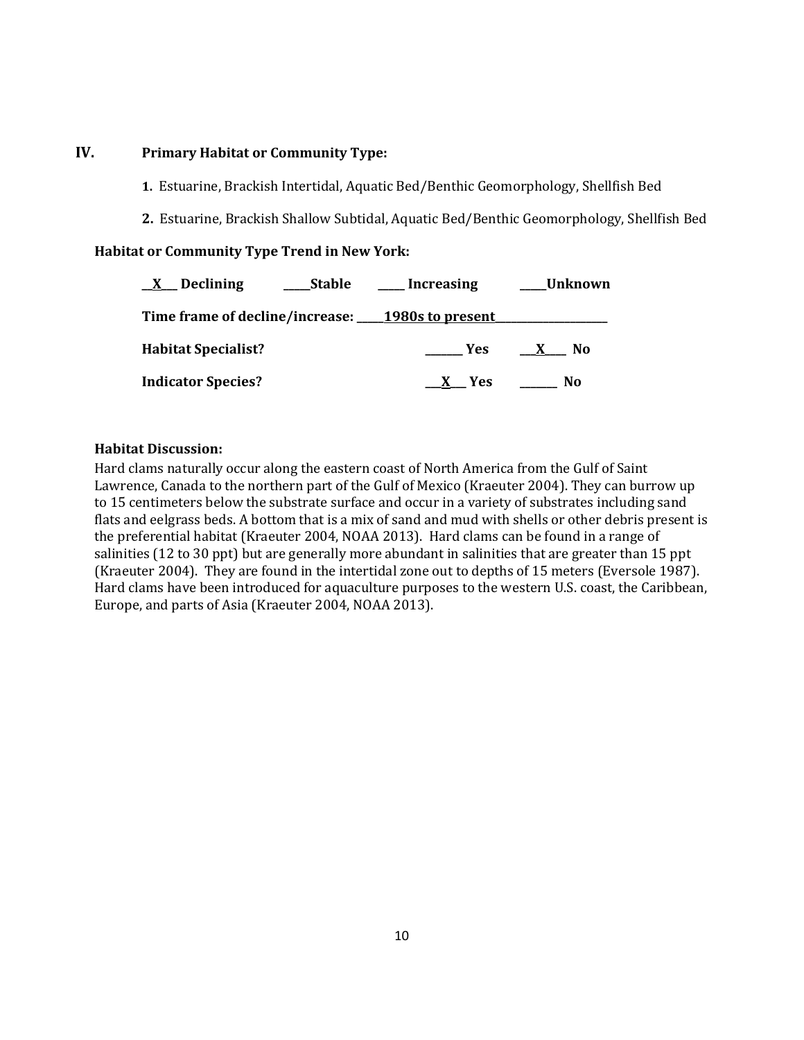## IV. Primary Habitat or Community Type:

1. Estuarine, Brackish Intertidal, Aquatic Bed/Benthic Geomorphology, Shellfish Bed

2. Estuarine, Brackish Shallow Subtidal, Aquatic Bed/Benthic Geomorphology, Shellfish Bed

**Habitat or Community Type Trend in New York:**

**__X__ Declining** **_____Stable** **_____ Increasing** **_____Unknown**

**Time frame of decline/increase: _____1980s to present____________________**

**Habitat Specialist?** **_______ Yes** **___X____ No**

**Indicator Species?** **___X___ Yes** **_______ No**

**Habitat Discussion:**

Hard clams naturally occur along the eastern coast of North America from the Gulf of Saint Lawrence, Canada to the northern part of the Gulf of Mexico (Kraeuter 2004). They can burrow up to 15 centimeters below the substrate surface and occur in a variety of substrates including sand flats and eelgrass beds. A bottom that is a mix of sand and mud with shells or other debris present is the preferential habitat (Kraeuter 2004, NOAA 2013). Hard clams can be found in a range of salinities (12 to 30 ppt) but are generally more abundant in salinities that are greater than 15 ppt (Kraeuter 2004). They are found in the intertidal zone out to depths of 15 meters (Eversole 1987). Hard clams have been introduced for aquaculture purposes to the western U.S. coast, the Caribbean, Europe, and parts of Asia (Kraeuter 2004, NOAA 2013).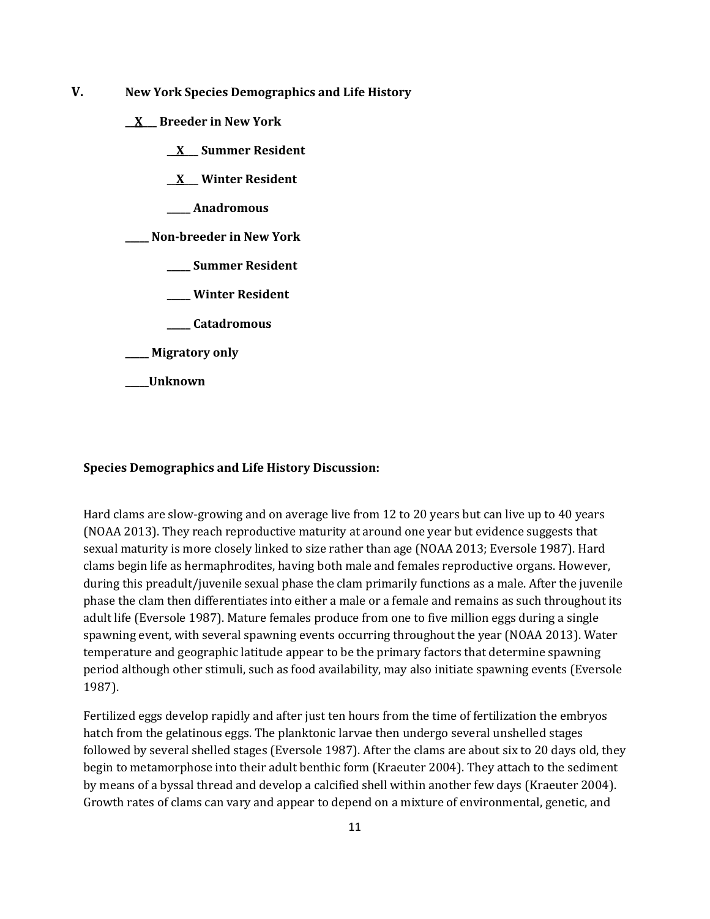## V. New York Species Demographics and Life History

__X__ **Breeder in New York**

- __X__ **Summer Resident**
- __X__ **Winter Resident**
- _____ **Anadromous**

_____ **Non-breeder in New York**

- _____ **Summer Resident**
- _____ **Winter Resident**
- _____ **Catadromous**

_____ **Migratory only**

_____ **Unknown**

**Species Demographics and Life History Discussion:**

Hard clams are slow-growing and on average live from 12 to 20 years but can live up to 40 years (NOAA 2013). They reach reproductive maturity at around one year but evidence suggests that sexual maturity is more closely linked to size rather than age (NOAA 2013; Eversole 1987). Hard clams begin life as hermaphrodites, having both male and females reproductive organs. However, during this preadult/juvenile sexual phase the clam primarily functions as a male. After the juvenile phase the clam then differentiates into either a male or a female and remains as such throughout its adult life (Eversole 1987). Mature females produce from one to five million eggs during a single spawning event, with several spawning events occurring throughout the year (NOAA 2013). Water temperature and geographic latitude appear to be the primary factors that determine spawning period although other stimuli, such as food availability, may also initiate spawning events (Eversole 1987).

Fertilized eggs develop rapidly and after just ten hours from the time of fertilization the embryos hatch from the gelatinous eggs. The planktonic larvae then undergo several unshelled stages followed by several shelled stages (Eversole 1987). After the clams are about six to 20 days old, they begin to metamorphose into their adult benthic form (Kraeuter 2004). They attach to the sediment by means of a byssal thread and develop a calcified shell within another few days (Kraeuter 2004). Growth rates of clams can vary and appear to depend on a mixture of environmental, genetic, and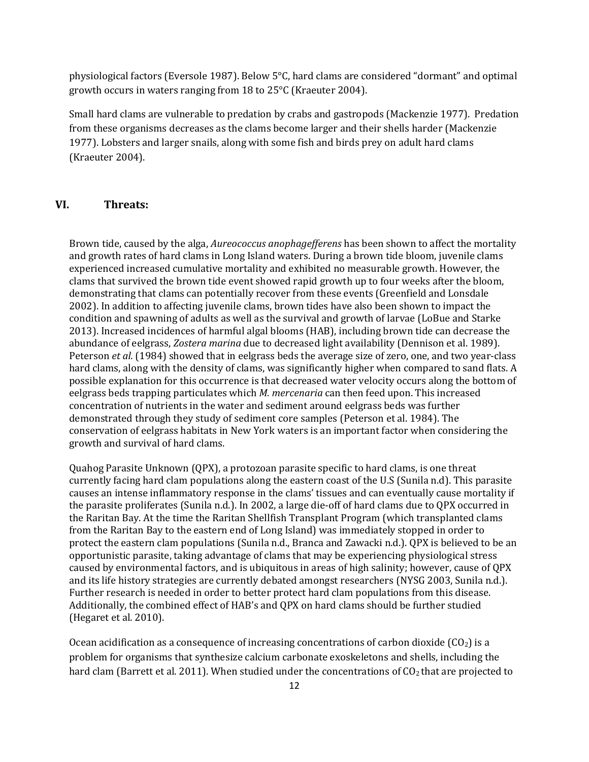physiological factors (Eversole 1987). Below 5°C, hard clams are considered "dormant" and optimal growth occurs in waters ranging from 18 to 25°C (Kraeuter 2004).

Small hard clams are vulnerable to predation by crabs and gastropods (Mackenzie 1977). Predation from these organisms decreases as the clams become larger and their shells harder (Mackenzie 1977). Lobsters and larger snails, along with some fish and birds prey on adult hard clams (Kraeuter 2004).

## VI. Threats:

Brown tide, caused by the alga, *Aureococcus anophagefferens* has been shown to affect the mortality and growth rates of hard clams in Long Island waters. During a brown tide bloom, juvenile clams experienced increased cumulative mortality and exhibited no measurable growth. However, the clams that survived the brown tide event showed rapid growth up to four weeks after the bloom, demonstrating that clams can potentially recover from these events (Greenfield and Lonsdale 2002). In addition to affecting juvenile clams, brown tides have also been shown to impact the condition and spawning of adults as well as the survival and growth of larvae (LoBue and Starke 2013). Increased incidences of harmful algal blooms (HAB), including brown tide can decrease the abundance of eelgrass, *Zostera marina* due to decreased light availability (Dennison et al. 1989). Peterson *et al.* (1984) showed that in eelgrass beds the average size of zero, one, and two year-class hard clams, along with the density of clams, was significantly higher when compared to sand flats. A possible explanation for this occurrence is that decreased water velocity occurs along the bottom of eelgrass beds trapping particulates which *M. mercenaria* can then feed upon. This increased concentration of nutrients in the water and sediment around eelgrass beds was further demonstrated through they study of sediment core samples (Peterson et al. 1984). The conservation of eelgrass habitats in New York waters is an important factor when considering the growth and survival of hard clams.

Quahog Parasite Unknown (QPX), a protozoan parasite specific to hard clams, is one threat currently facing hard clam populations along the eastern coast of the U.S (Sunila n.d). This parasite causes an intense inflammatory response in the clams' tissues and can eventually cause mortality if the parasite proliferates (Sunila n.d.). In 2002, a large die-off of hard clams due to QPX occurred in the Raritan Bay. At the time the Raritan Shellfish Transplant Program (which transplanted clams from the Raritan Bay to the eastern end of Long Island) was immediately stopped in order to protect the eastern clam populations (Sunila n.d., Branca and Zawacki n.d.). QPX is believed to be an opportunistic parasite, taking advantage of clams that may be experiencing physiological stress caused by environmental factors, and is ubiquitous in areas of high salinity; however, cause of QPX and its life history strategies are currently debated amongst researchers (NYSG 2003, Sunila n.d.). Further research is needed in order to better protect hard clam populations from this disease. Additionally, the combined effect of HAB's and QPX on hard clams should be further studied (Hegaret et al. 2010).

Ocean acidification as a consequence of increasing concentrations of carbon dioxide ($CO_2$) is a problem for organisms that synthesize calcium carbonate exoskeletons and shells, including the hard clam (Barrett et al. 2011). When studied under the concentrations of $CO_2$ that are projected to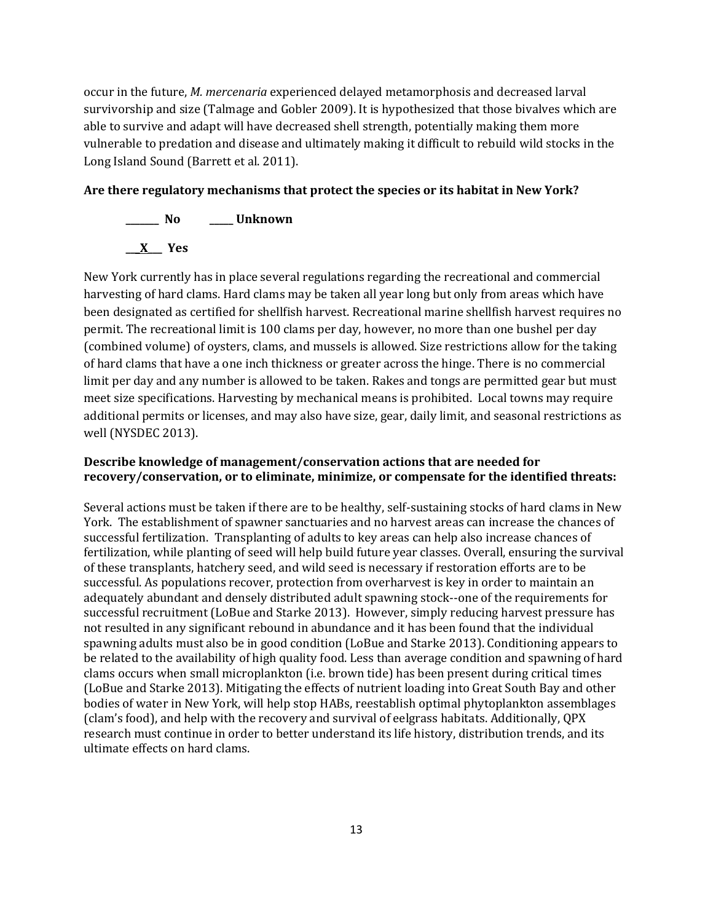occur in the future, *M. mercenaria* experienced delayed metamorphosis and decreased larval survivorship and size (Talmage and Gobler 2009). It is hypothesized that those bivalves which are able to survive and adapt will have decreased shell strength, potentially making them more vulnerable to predation and disease and ultimately making it difficult to rebuild wild stocks in the Long Island Sound (Barrett et al. 2011).

**Are there regulatory mechanisms that protect the species or its habitat in New York?**

**_______ No &nbsp;&nbsp;&nbsp;&nbsp;&nbsp;&nbsp; _____ Unknown**

**___X___ Yes**

New York currently has in place several regulations regarding the recreational and commercial harvesting of hard clams. Hard clams may be taken all year long but only from areas which have been designated as certified for shellfish harvest. Recreational marine shellfish harvest requires no permit. The recreational limit is 100 clams per day, however, no more than one bushel per day (combined volume) of oysters, clams, and mussels is allowed. Size restrictions allow for the taking of hard clams that have a one inch thickness or greater across the hinge. There is no commercial limit per day and any number is allowed to be taken. Rakes and tongs are permitted gear but must meet size specifications. Harvesting by mechanical means is prohibited. Local towns may require additional permits or licenses, and may also have size, gear, daily limit, and seasonal restrictions as well (NYSDEC 2013).

**Describe knowledge of management/conservation actions that are needed for recovery/conservation, or to eliminate, minimize, or compensate for the identified threats:**

Several actions must be taken if there are to be healthy, self-sustaining stocks of hard clams in New York. The establishment of spawner sanctuaries and no harvest areas can increase the chances of successful fertilization. Transplanting of adults to key areas can help also increase chances of fertilization, while planting of seed will help build future year classes. Overall, ensuring the survival of these transplants, hatchery seed, and wild seed is necessary if restoration efforts are to be successful. As populations recover, protection from overharvest is key in order to maintain an adequately abundant and densely distributed adult spawning stock--one of the requirements for successful recruitment (LoBue and Starke 2013). However, simply reducing harvest pressure has not resulted in any significant rebound in abundance and it has been found that the individual spawning adults must also be in good condition (LoBue and Starke 2013). Conditioning appears to be related to the availability of high quality food. Less than average condition and spawning of hard clams occurs when small microplankton (i.e. brown tide) has been present during critical times (LoBue and Starke 2013). Mitigating the effects of nutrient loading into Great South Bay and other bodies of water in New York, will help stop HABs, reestablish optimal phytoplankton assemblages (clam's food), and help with the recovery and survival of eelgrass habitats. Additionally, QPX research must continue in order to better understand its life history, distribution trends, and its ultimate effects on hard clams.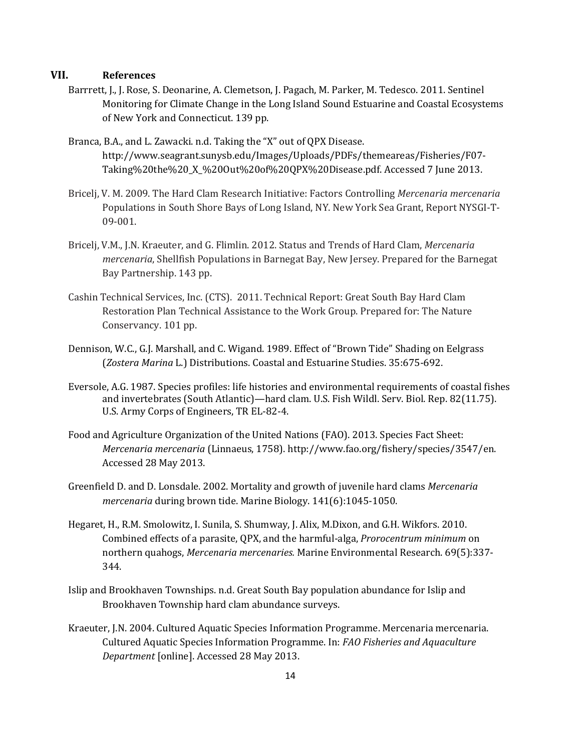## VII. References

Barrrett, J., J. Rose, S. Deonarine, A. Clemetson, J. Pagach, M. Parker, M. Tedesco. 2011. Sentinel Monitoring for Climate Change in the Long Island Sound Estuarine and Coastal Ecosystems of New York and Connecticut. 139 pp.

Branca, B.A., and L. Zawacki. n.d. Taking the "X" out of QPX Disease. http://www.seagrant.sunysb.edu/Images/Uploads/PDFs/themeareas/Fisheries/F07-Taking%20the%20_X_%20Out%20of%20QPX%20Disease.pdf. Accessed 7 June 2013.

Bricelj, V. M. 2009. The Hard Clam Research Initiative: Factors Controlling *Mercenaria mercenaria* Populations in South Shore Bays of Long Island, NY. New York Sea Grant, Report NYSGI-T-09-001.

Bricelj, V.M., J.N. Kraeuter, and G. Flimlin. 2012. Status and Trends of Hard Clam, *Mercenaria mercenaria*, Shellfish Populations in Barnegat Bay, New Jersey. Prepared for the Barnegat Bay Partnership. 143 pp.

Cashin Technical Services, Inc. (CTS). 2011. Technical Report: Great South Bay Hard Clam Restoration Plan Technical Assistance to the Work Group. Prepared for: The Nature Conservancy. 101 pp.

Dennison, W.C., G.J. Marshall, and C. Wigand. 1989. Effect of "Brown Tide" Shading on Eelgrass (*Zostera Marina* L.) Distributions. Coastal and Estuarine Studies. 35:675-692.

Eversole, A.G. 1987. Species profiles: life histories and environmental requirements of coastal fishes and invertebrates (South Atlantic)—hard clam. U.S. Fish Wildl. Serv. Biol. Rep. 82(11.75). U.S. Army Corps of Engineers, TR EL-82-4.

Food and Agriculture Organization of the United Nations (FAO). 2013. Species Fact Sheet: *Mercenaria mercenaria* (Linnaeus, 1758). http://www.fao.org/fishery/species/3547/en. Accessed 28 May 2013.

Greenfield D. and D. Lonsdale. 2002. Mortality and growth of juvenile hard clams *Mercenaria mercenaria* during brown tide. Marine Biology. 141(6):1045-1050.

Hegaret, H., R.M. Smolowitz, I. Sunila, S. Shumway, J. Alix, M.Dixon, and G.H. Wikfors. 2010. Combined effects of a parasite, QPX, and the harmful-alga, *Prorocentrum minimum* on northern quahogs, *Mercenaria mercenaries.* Marine Environmental Research. 69(5):337-344.

Islip and Brookhaven Townships. n.d. Great South Bay population abundance for Islip and Brookhaven Township hard clam abundance surveys.

Kraeuter, J.N. 2004. Cultured Aquatic Species Information Programme. Mercenaria mercenaria. Cultured Aquatic Species Information Programme. In: *FAO Fisheries and Aquaculture Department* [online]. Accessed 28 May 2013.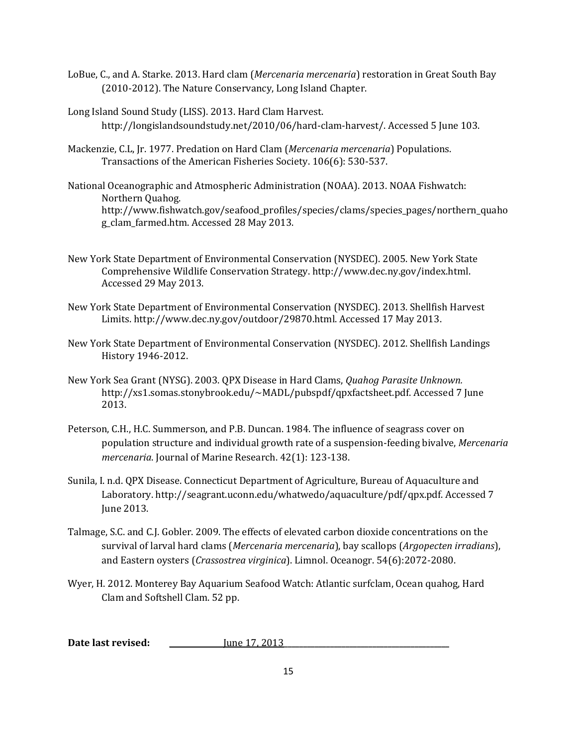LoBue, C., and A. Starke. 2013. Hard clam (*Mercenaria mercenaria*) restoration in Great South Bay (2010-2012). The Nature Conservancy, Long Island Chapter.

Long Island Sound Study (LISS). 2013. Hard Clam Harvest. http://longislandsoundstudy.net/2010/06/hard-clam-harvest/. Accessed 5 June 103.

Mackenzie, C.L, Jr. 1977. Predation on Hard Clam (*Mercenaria mercenaria*) Populations. Transactions of the American Fisheries Society. 106(6): 530-537.

National Oceanographic and Atmospheric Administration (NOAA). 2013. NOAA Fishwatch: Northern Quahog. http://www.fishwatch.gov/seafood_profiles/species/clams/species_pages/northern_quahog_clam_farmed.htm. Accessed 28 May 2013.

New York State Department of Environmental Conservation (NYSDEC). 2005. New York State Comprehensive Wildlife Conservation Strategy. http://www.dec.ny.gov/index.html. Accessed 29 May 2013.

New York State Department of Environmental Conservation (NYSDEC). 2013. Shellfish Harvest Limits. http://www.dec.ny.gov/outdoor/29870.html. Accessed 17 May 2013.

New York State Department of Environmental Conservation (NYSDEC). 2012. Shellfish Landings History 1946-2012.

New York Sea Grant (NYSG). 2003. QPX Disease in Hard Clams, *Quahog Parasite Unknown.* http://xs1.somas.stonybrook.edu/~MADL/pubspdf/qpxfactsheet.pdf. Accessed 7 June 2013.

Peterson, C.H., H.C. Summerson, and P.B. Duncan. 1984. The influence of seagrass cover on population structure and individual growth rate of a suspension-feeding bivalve, *Mercenaria mercenaria*. Journal of Marine Research. 42(1): 123-138.

Sunila, I. n.d. QPX Disease. Connecticut Department of Agriculture, Bureau of Aquaculture and Laboratory. http://seagrant.uconn.edu/whatwedo/aquaculture/pdf/qpx.pdf. Accessed 7 June 2013.

Talmage, S.C. and C.J. Gobler. 2009. The effects of elevated carbon dioxide concentrations on the survival of larval hard clams (*Mercenaria mercenaria*), bay scallops (*Argopecten irradians*), and Eastern oysters (*Crassostrea virginica*). Limnol. Oceanogr. 54(6):2072-2080.

Wyer, H. 2012. Monterey Bay Aquarium Seafood Watch: Atlantic surfclam, Ocean quahog, Hard Clam and Softshell Clam. 52 pp.

**Date last revised:** June 17, 2013